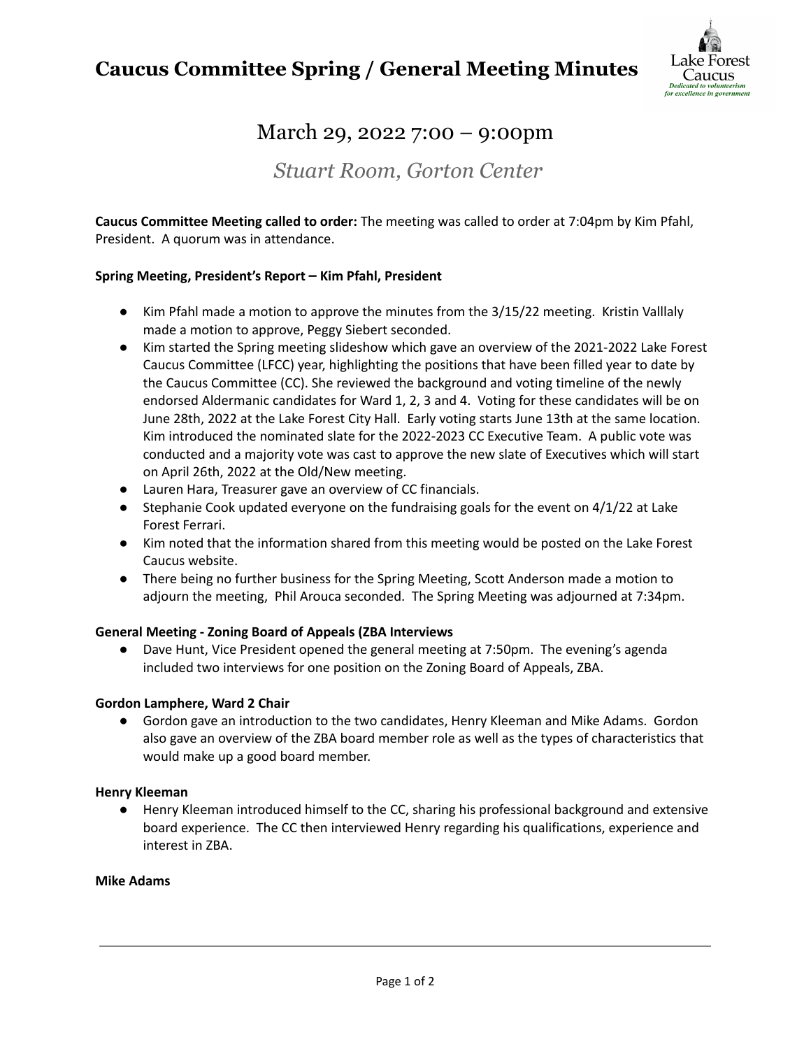# Caucus Committee Spring / General Meeting Minutes

Lake Forest Caucus
*Dedicated to volunteerism for excellence in government*

## March 29, 2022 7:00 – 9:00pm

### *Stuart Room, Gorton Center*

**Caucus Committee Meeting called to order:** The meeting was called to order at 7:04pm by Kim Pfahl, President. A quorum was in attendance.

**Spring Meeting, President's Report – Kim Pfahl, President**

- Kim Pfahl made a motion to approve the minutes from the 3/15/22 meeting. Kristin Valllaly made a motion to approve, Peggy Siebert seconded.
- Kim started the Spring meeting slideshow which gave an overview of the 2021-2022 Lake Forest Caucus Committee (LFCC) year, highlighting the positions that have been filled year to date by the Caucus Committee (CC). She reviewed the background and voting timeline of the newly endorsed Aldermanic candidates for Ward 1, 2, 3 and 4. Voting for these candidates will be on June 28th, 2022 at the Lake Forest City Hall. Early voting starts June 13th at the same location. Kim introduced the nominated slate for the 2022-2023 CC Executive Team. A public vote was conducted and a majority vote was cast to approve the new slate of Executives which will start on April 26th, 2022 at the Old/New meeting.
- Lauren Hara, Treasurer gave an overview of CC financials.
- Stephanie Cook updated everyone on the fundraising goals for the event on 4/1/22 at Lake Forest Ferrari.
- Kim noted that the information shared from this meeting would be posted on the Lake Forest Caucus website.
- There being no further business for the Spring Meeting, Scott Anderson made a motion to adjourn the meeting, Phil Arouca seconded. The Spring Meeting was adjourned at 7:34pm.

**General Meeting - Zoning Board of Appeals (ZBA Interviews**

- Dave Hunt, Vice President opened the general meeting at 7:50pm. The evening's agenda included two interviews for one position on the Zoning Board of Appeals, ZBA.

**Gordon Lamphere, Ward 2 Chair**

- Gordon gave an introduction to the two candidates, Henry Kleeman and Mike Adams. Gordon also gave an overview of the ZBA board member role as well as the types of characteristics that would make up a good board member.

**Henry Kleeman**

- Henry Kleeman introduced himself to the CC, sharing his professional background and extensive board experience. The CC then interviewed Henry regarding his qualifications, experience and interest in ZBA.

**Mike Adams**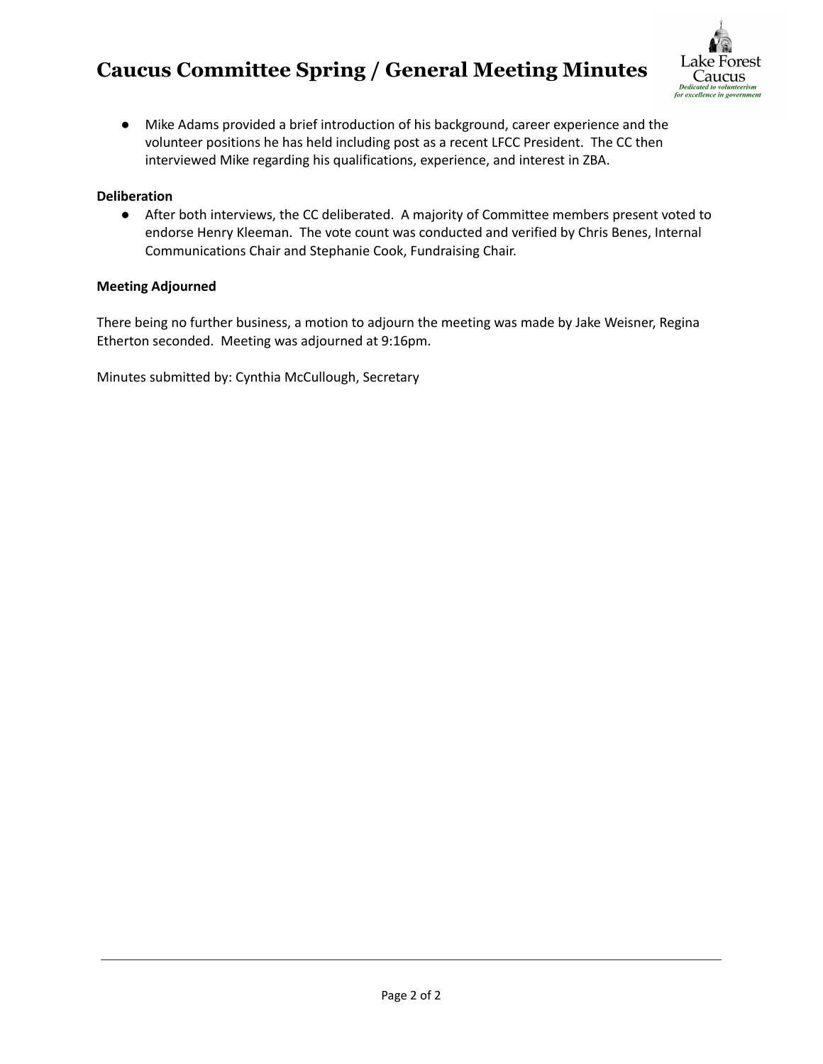- Mike Adams provided a brief introduction of his background, career experience and the volunteer positions he has held including post as a recent LFCC President. The CC then interviewed Mike regarding his qualifications, experience, and interest in ZBA.

**Deliberation**

- After both interviews, the CC deliberated. A majority of Committee members present voted to endorse Henry Kleeman. The vote count was conducted and verified by Chris Benes, Internal Communications Chair and Stephanie Cook, Fundraising Chair.

**Meeting Adjourned**

There being no further business, a motion to adjourn the meeting was made by Jake Weisner, Regina Etherton seconded. Meeting was adjourned at 9:16pm.

Minutes submitted by: Cynthia McCullough, Secretary